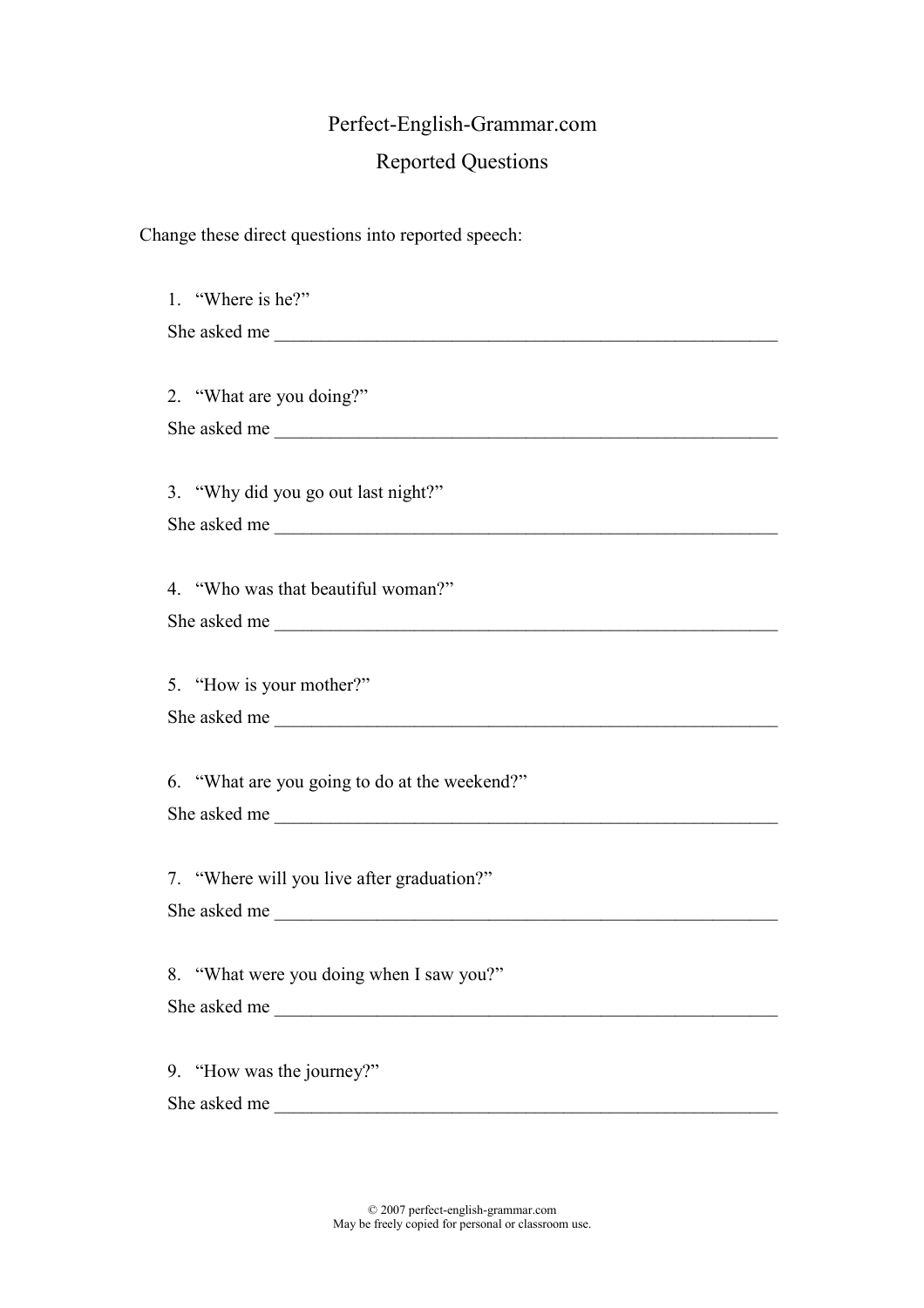# Perfect-English-Grammar.com

## Reported Questions

Change these direct questions into reported speech:

1. "Where is he?"

   She asked me ________________________________________________________

2. "What are you doing?"

   She asked me ________________________________________________________

3. "Why did you go out last night?"

   She asked me ________________________________________________________

4. "Who was that beautiful woman?"

   She asked me ________________________________________________________

5. "How is your mother?"

   She asked me ________________________________________________________

6. "What are you going to do at the weekend?"

   She asked me ________________________________________________________

7. "Where will you live after graduation?"

   She asked me ________________________________________________________

8. "What were you doing when I saw you?"

   She asked me ________________________________________________________

9. "How was the journey?"

   She asked me ________________________________________________________

© 2007 perfect-english-grammar.com
May be freely copied for personal or classroom use.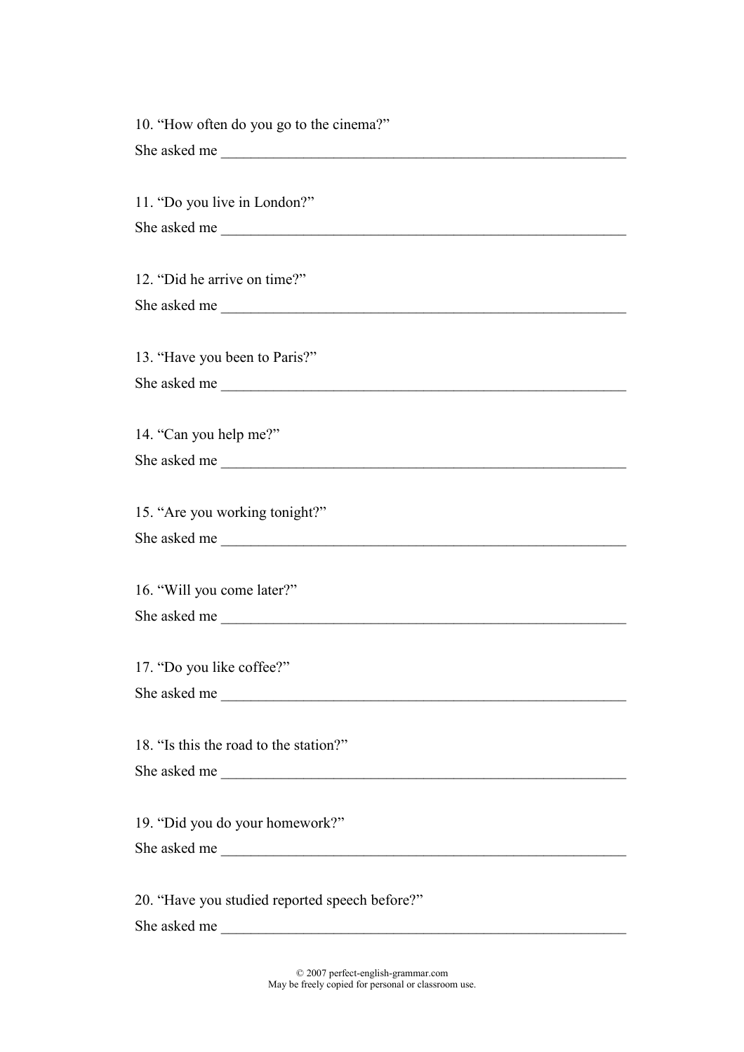10. “How often do you go to the cinema?”

She asked me ________________________________________________________

11. “Do you live in London?”

She asked me ________________________________________________________

12. “Did he arrive on time?”

She asked me ________________________________________________________

13. “Have you been to Paris?”

She asked me ________________________________________________________

14. “Can you help me?”

She asked me ________________________________________________________

15. “Are you working tonight?”

She asked me ________________________________________________________

16. “Will you come later?”

She asked me ________________________________________________________

17. “Do you like coffee?”

She asked me ________________________________________________________

18. “Is this the road to the station?”

She asked me ________________________________________________________

19. “Did you do your homework?”

She asked me ________________________________________________________

20. “Have you studied reported speech before?”

She asked me ________________________________________________________

© 2007 perfect-english-grammar.com
May be freely copied for personal or classroom use.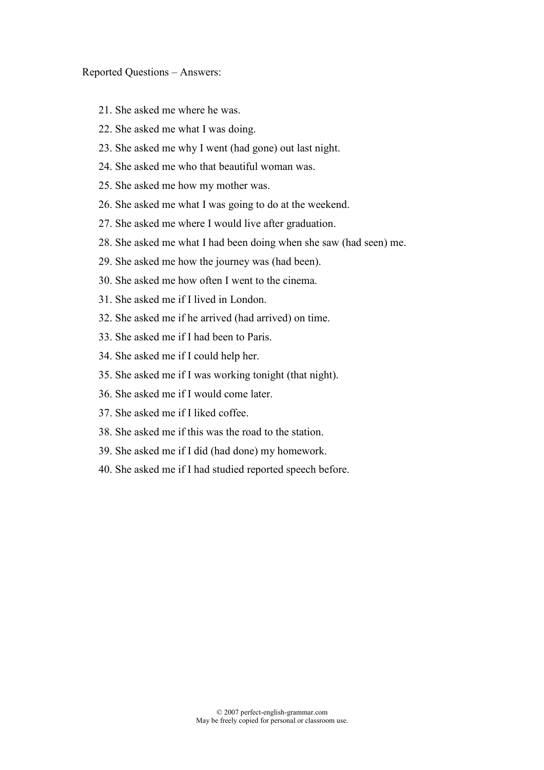Reported Questions – Answers:

21. She asked me where he was.
22. She asked me what I was doing.
23. She asked me why I went (had gone) out last night.
24. She asked me who that beautiful woman was.
25. She asked me how my mother was.
26. She asked me what I was going to do at the weekend.
27. She asked me where I would live after graduation.
28. She asked me what I had been doing when she saw (had seen) me.
29. She asked me how the journey was (had been).
30. She asked me how often I went to the cinema.
31. She asked me if I lived in London.
32. She asked me if he arrived (had arrived) on time.
33. She asked me if I had been to Paris.
34. She asked me if I could help her.
35. She asked me if I was working tonight (that night).
36. She asked me if I would come later.
37. She asked me if I liked coffee.
38. She asked me if this was the road to the station.
39. She asked me if I did (had done) my homework.
40. She asked me if I had studied reported speech before.

© 2007 perfect-english-grammar.com
May be freely copied for personal or classroom use.